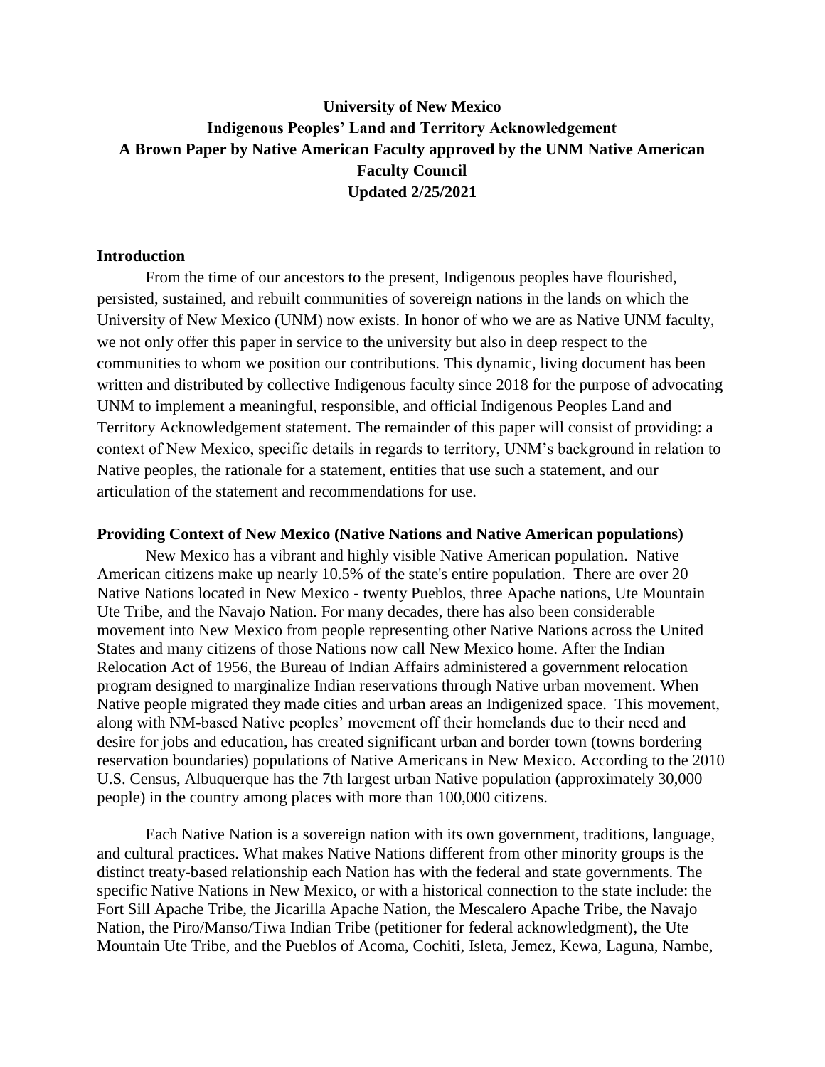**University of New Mexico**
**Indigenous Peoples' Land and Territory Acknowledgement**
**A Brown Paper by Native American Faculty approved by the UNM Native American Faculty Council**
**Updated 2/25/2021**

## Introduction

From the time of our ancestors to the present, Indigenous peoples have flourished, persisted, sustained, and rebuilt communities of sovereign nations in the lands on which the University of New Mexico (UNM) now exists. In honor of who we are as Native UNM faculty, we not only offer this paper in service to the university but also in deep respect to the communities to whom we position our contributions. This dynamic, living document has been written and distributed by collective Indigenous faculty since 2018 for the purpose of advocating UNM to implement a meaningful, responsible, and official Indigenous Peoples Land and Territory Acknowledgement statement. The remainder of this paper will consist of providing: a context of New Mexico, specific details in regards to territory, UNM's background in relation to Native peoples, the rationale for a statement, entities that use such a statement, and our articulation of the statement and recommendations for use.

## Providing Context of New Mexico (Native Nations and Native American populations)

New Mexico has a vibrant and highly visible Native American population. Native American citizens make up nearly 10.5% of the state's entire population. There are over 20 Native Nations located in New Mexico - twenty Pueblos, three Apache nations, Ute Mountain Ute Tribe, and the Navajo Nation. For many decades, there has also been considerable movement into New Mexico from people representing other Native Nations across the United States and many citizens of those Nations now call New Mexico home. After the Indian Relocation Act of 1956, the Bureau of Indian Affairs administered a government relocation program designed to marginalize Indian reservations through Native urban movement. When Native people migrated they made cities and urban areas an Indigenized space. This movement, along with NM-based Native peoples' movement off their homelands due to their need and desire for jobs and education, has created significant urban and border town (towns bordering reservation boundaries) populations of Native Americans in New Mexico. According to the 2010 U.S. Census, Albuquerque has the 7th largest urban Native population (approximately 30,000 people) in the country among places with more than 100,000 citizens.

Each Native Nation is a sovereign nation with its own government, traditions, language, and cultural practices. What makes Native Nations different from other minority groups is the distinct treaty-based relationship each Nation has with the federal and state governments. The specific Native Nations in New Mexico, or with a historical connection to the state include: the Fort Sill Apache Tribe, the Jicarilla Apache Nation, the Mescalero Apache Tribe, the Navajo Nation, the Piro/Manso/Tiwa Indian Tribe (petitioner for federal acknowledgment), the Ute Mountain Ute Tribe, and the Pueblos of Acoma, Cochiti, Isleta, Jemez, Kewa, Laguna, Nambe,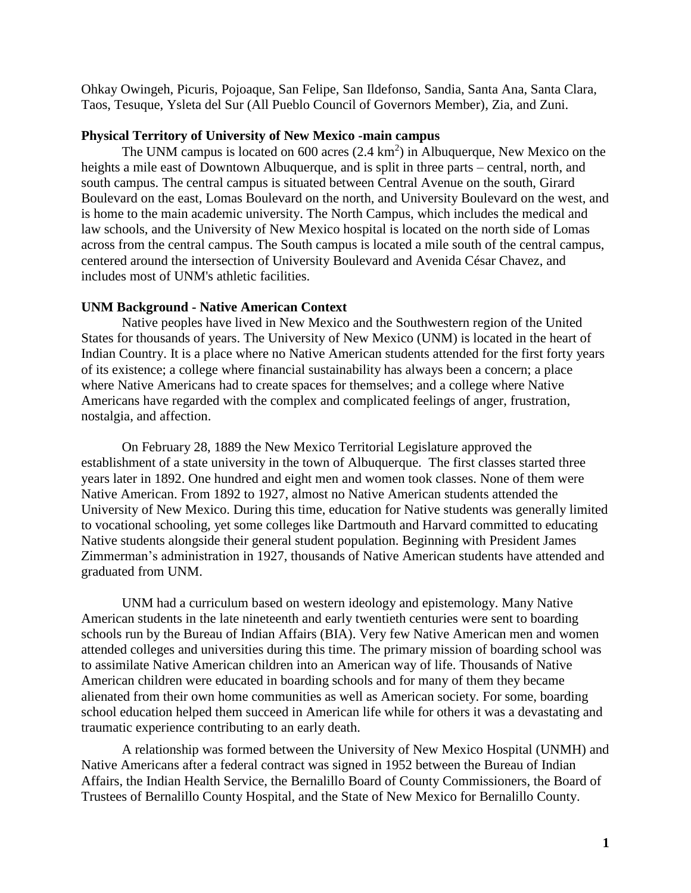Ohkay Owingeh, Picuris, Pojoaque, San Felipe, San Ildefonso, Sandia, Santa Ana, Santa Clara, Taos, Tesuque, Ysleta del Sur (All Pueblo Council of Governors Member), Zia, and Zuni.

**Physical Territory of University of New Mexico -main campus**

The UNM campus is located on 600 acres (2.4 $km^2$) in Albuquerque, New Mexico on the heights a mile east of Downtown Albuquerque, and is split in three parts – central, north, and south campus. The central campus is situated between Central Avenue on the south, Girard Boulevard on the east, Lomas Boulevard on the north, and University Boulevard on the west, and is home to the main academic university. The North Campus, which includes the medical and law schools, and the University of New Mexico hospital is located on the north side of Lomas across from the central campus. The South campus is located a mile south of the central campus, centered around the intersection of University Boulevard and Avenida César Chavez, and includes most of UNM's athletic facilities.

**UNM Background - Native American Context**

Native peoples have lived in New Mexico and the Southwestern region of the United States for thousands of years. The University of New Mexico (UNM) is located in the heart of Indian Country. It is a place where no Native American students attended for the first forty years of its existence; a college where financial sustainability has always been a concern; a place where Native Americans had to create spaces for themselves; and a college where Native Americans have regarded with the complex and complicated feelings of anger, frustration, nostalgia, and affection.

On February 28, 1889 the New Mexico Territorial Legislature approved the establishment of a state university in the town of Albuquerque. The first classes started three years later in 1892. One hundred and eight men and women took classes. None of them were Native American. From 1892 to 1927, almost no Native American students attended the University of New Mexico. During this time, education for Native students was generally limited to vocational schooling, yet some colleges like Dartmouth and Harvard committed to educating Native students alongside their general student population. Beginning with President James Zimmerman's administration in 1927, thousands of Native American students have attended and graduated from UNM.

UNM had a curriculum based on western ideology and epistemology. Many Native American students in the late nineteenth and early twentieth centuries were sent to boarding schools run by the Bureau of Indian Affairs (BIA). Very few Native American men and women attended colleges and universities during this time. The primary mission of boarding school was to assimilate Native American children into an American way of life. Thousands of Native American children were educated in boarding schools and for many of them they became alienated from their own home communities as well as American society. For some, boarding school education helped them succeed in American life while for others it was a devastating and traumatic experience contributing to an early death.

A relationship was formed between the University of New Mexico Hospital (UNMH) and Native Americans after a federal contract was signed in 1952 between the Bureau of Indian Affairs, the Indian Health Service, the Bernalillo Board of County Commissioners, the Board of Trustees of Bernalillo County Hospital, and the State of New Mexico for Bernalillo County.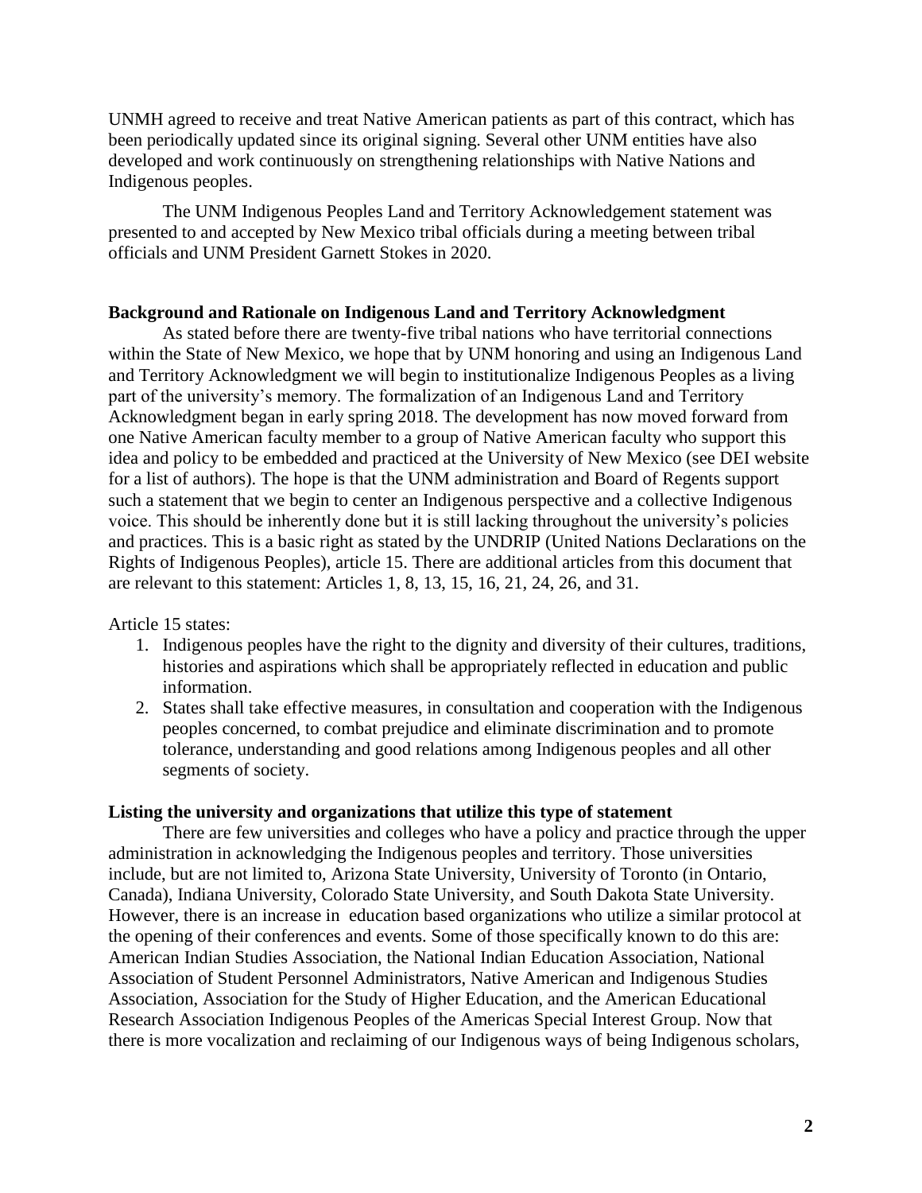UNMH agreed to receive and treat Native American patients as part of this contract, which has been periodically updated since its original signing. Several other UNM entities have also developed and work continuously on strengthening relationships with Native Nations and Indigenous peoples.

The UNM Indigenous Peoples Land and Territory Acknowledgement statement was presented to and accepted by New Mexico tribal officials during a meeting between tribal officials and UNM President Garnett Stokes in 2020.

**Background and Rationale on Indigenous Land and Territory Acknowledgment**

As stated before there are twenty-five tribal nations who have territorial connections within the State of New Mexico, we hope that by UNM honoring and using an Indigenous Land and Territory Acknowledgment we will begin to institutionalize Indigenous Peoples as a living part of the university's memory. The formalization of an Indigenous Land and Territory Acknowledgment began in early spring 2018. The development has now moved forward from one Native American faculty member to a group of Native American faculty who support this idea and policy to be embedded and practiced at the University of New Mexico (see DEI website for a list of authors). The hope is that the UNM administration and Board of Regents support such a statement that we begin to center an Indigenous perspective and a collective Indigenous voice. This should be inherently done but it is still lacking throughout the university's policies and practices. This is a basic right as stated by the UNDRIP (United Nations Declarations on the Rights of Indigenous Peoples), article 15. There are additional articles from this document that are relevant to this statement: Articles 1, 8, 13, 15, 16, 21, 24, 26, and 31.

Article 15 states:

1. Indigenous peoples have the right to the dignity and diversity of their cultures, traditions, histories and aspirations which shall be appropriately reflected in education and public information.
2. States shall take effective measures, in consultation and cooperation with the Indigenous peoples concerned, to combat prejudice and eliminate discrimination and to promote tolerance, understanding and good relations among Indigenous peoples and all other segments of society.

**Listing the university and organizations that utilize this type of statement**

There are few universities and colleges who have a policy and practice through the upper administration in acknowledging the Indigenous peoples and territory. Those universities include, but are not limited to, Arizona State University, University of Toronto (in Ontario, Canada), Indiana University, Colorado State University, and South Dakota State University. However, there is an increase in education based organizations who utilize a similar protocol at the opening of their conferences and events. Some of those specifically known to do this are: American Indian Studies Association, the National Indian Education Association, National Association of Student Personnel Administrators, Native American and Indigenous Studies Association, Association for the Study of Higher Education, and the American Educational Research Association Indigenous Peoples of the Americas Special Interest Group. Now that there is more vocalization and reclaiming of our Indigenous ways of being Indigenous scholars,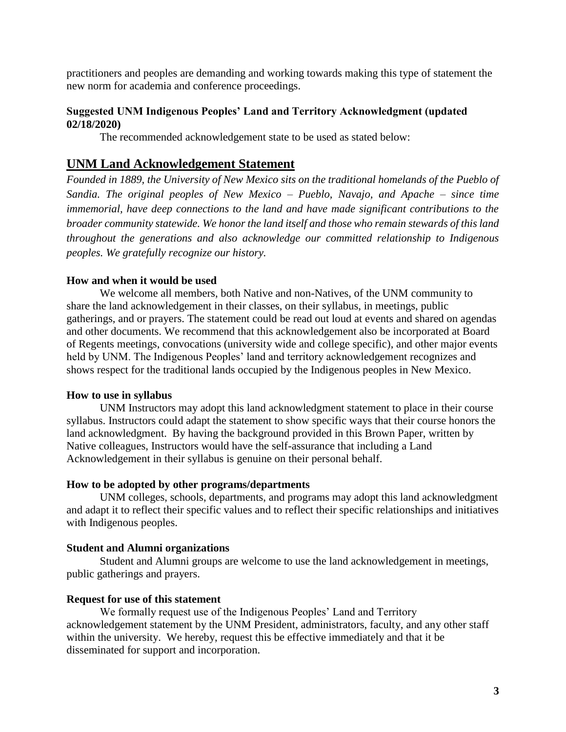practitioners and peoples are demanding and working towards making this type of statement the new norm for academia and conference proceedings.

**Suggested UNM Indigenous Peoples' Land and Territory Acknowledgment (updated 02/18/2020)**

The recommended acknowledgement state to be used as stated below:

## UNM Land Acknowledgement Statement

*Founded in 1889, the University of New Mexico sits on the traditional homelands of the Pueblo of Sandia. The original peoples of New Mexico – Pueblo, Navajo, and Apache – since time immemorial, have deep connections to the land and have made significant contributions to the broader community statewide. We honor the land itself and those who remain stewards of this land throughout the generations and also acknowledge our committed relationship to Indigenous peoples. We gratefully recognize our history.*

**How and when it would be used**

We welcome all members, both Native and non-Natives, of the UNM community to share the land acknowledgement in their classes, on their syllabus, in meetings, public gatherings, and or prayers. The statement could be read out loud at events and shared on agendas and other documents. We recommend that this acknowledgement also be incorporated at Board of Regents meetings, convocations (university wide and college specific), and other major events held by UNM. The Indigenous Peoples' land and territory acknowledgement recognizes and shows respect for the traditional lands occupied by the Indigenous peoples in New Mexico.

**How to use in syllabus**

UNM Instructors may adopt this land acknowledgment statement to place in their course syllabus. Instructors could adapt the statement to show specific ways that their course honors the land acknowledgment. By having the background provided in this Brown Paper, written by Native colleagues, Instructors would have the self-assurance that including a Land Acknowledgement in their syllabus is genuine on their personal behalf.

**How to be adopted by other programs/departments**

UNM colleges, schools, departments, and programs may adopt this land acknowledgment and adapt it to reflect their specific values and to reflect their specific relationships and initiatives with Indigenous peoples.

**Student and Alumni organizations**

Student and Alumni groups are welcome to use the land acknowledgement in meetings, public gatherings and prayers.

**Request for use of this statement**

We formally request use of the Indigenous Peoples' Land and Territory acknowledgement statement by the UNM President, administrators, faculty, and any other staff within the university. We hereby, request this be effective immediately and that it be disseminated for support and incorporation.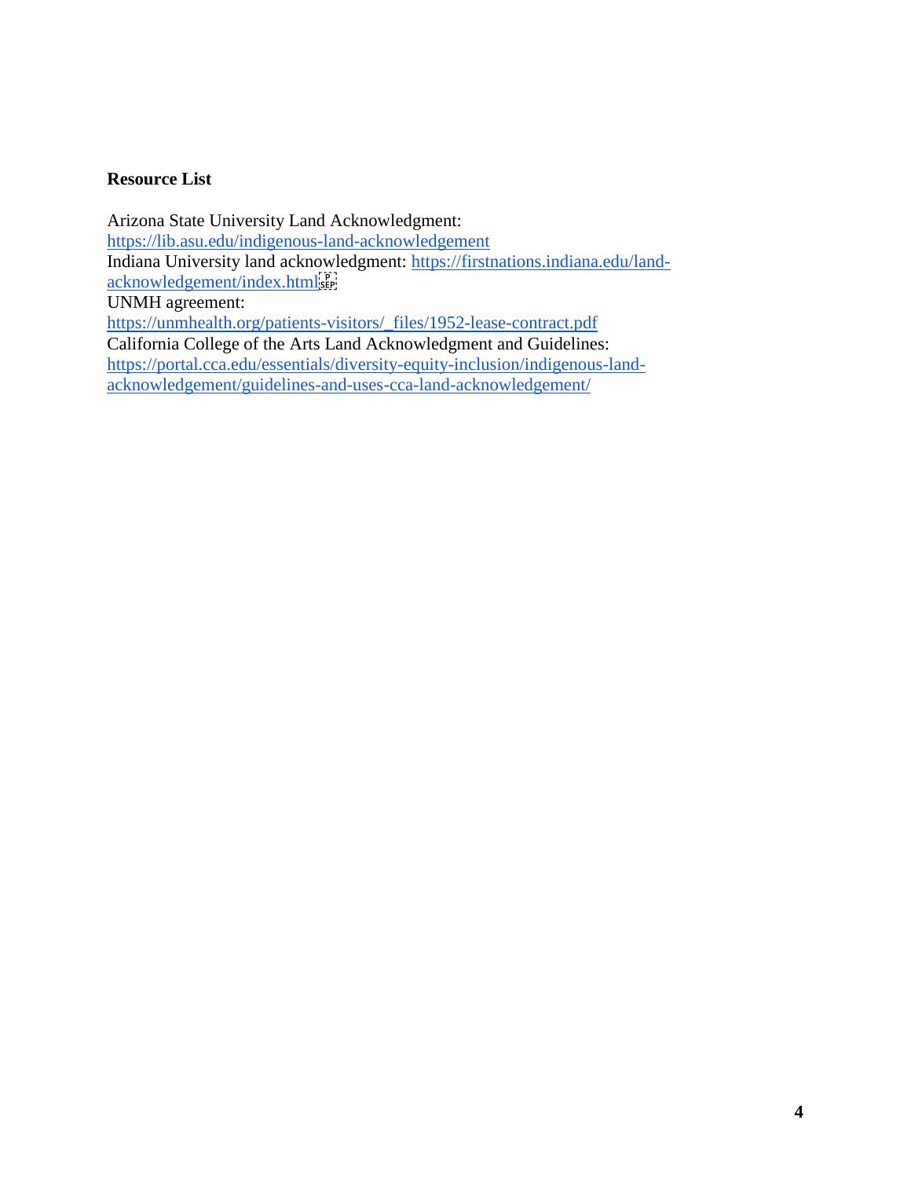**Resource List**

Arizona State University Land Acknowledgment:
https://lib.asu.edu/indigenous-land-acknowledgement
Indiana University land acknowledgment: https://firstnations.indiana.edu/land-acknowledgement/index.html
UNMH agreement:
https://unmhealth.org/patients-visitors/_files/1952-lease-contract.pdf
California College of the Arts Land Acknowledgment and Guidelines:
https://portal.cca.edu/essentials/diversity-equity-inclusion/indigenous-land-acknowledgement/guidelines-and-uses-cca-land-acknowledgement/